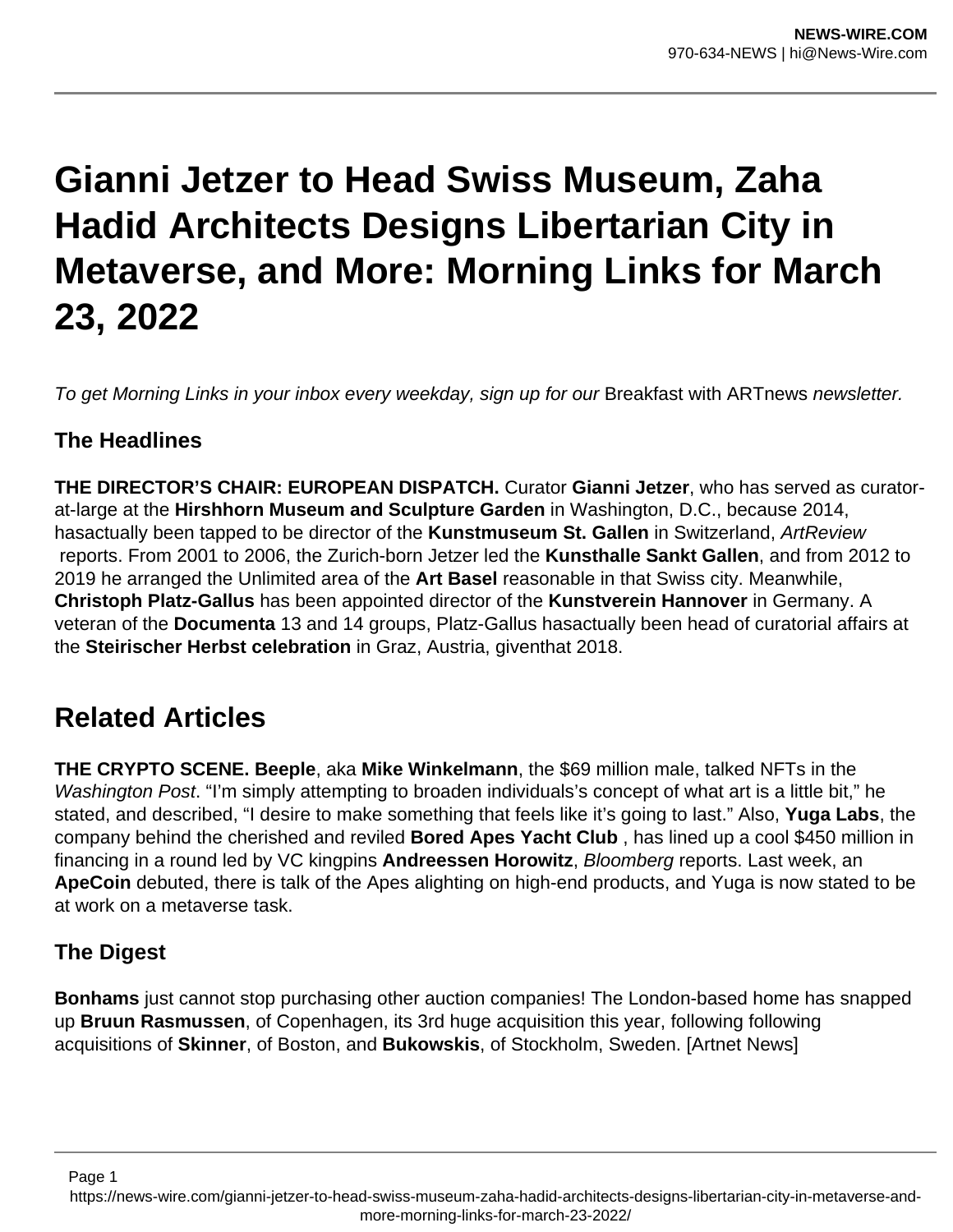# Gianni Jetzer to Head Swiss Museum, Zaha Hadid Architects Designs Libertarian City in Metaverse, and More: Morning Links for March 23, 2022

*To get Morning Links in your inbox every weekday, sign up for our* Breakfast with ARTnews *newsletter.*

## The Headlines

**THE DIRECTOR'S CHAIR: EUROPEAN DISPATCH.** Curator **Gianni Jetzer**, who has served as curator-at-large at the **Hirshhorn Museum and Sculpture Garden** in Washington, D.C., because 2014, hasactually been tapped to be director of the **Kunstmuseum St. Gallen** in Switzerland, *ArtReview* reports. From 2001 to 2006, the Zurich-born Jetzer led the **Kunsthalle Sankt Gallen**, and from 2012 to 2019 he arranged the Unlimited area of the **Art Basel** reasonable in that Swiss city. Meanwhile, **Christoph Platz-Gallus** has been appointed director of the **Kunstverein Hannover** in Germany. A veteran of the **Documenta** 13 and 14 groups, Platz-Gallus hasactually been head of curatorial affairs at the **Steirischer Herbst celebration** in Graz, Austria, giventhat 2018.

# Related Articles

**THE CRYPTO SCENE. Beeple**, aka **Mike Winkelmann**, the $69 million male, talked NFTs in the *Washington Post*. "I'm simply attempting to broaden individuals's concept of what art is a little bit," he stated, and described, "I desire to make something that feels like it's going to last." Also, **Yuga Labs**, the company behind the cherished and reviled **Bored Apes Yacht Club** , has lined up a cool $450 million in financing in a round led by VC kingpins **Andreessen Horowitz**, *Bloomberg* reports. Last week, an **ApeCoin** debuted, there is talk of the Apes alighting on high-end products, and Yuga is now stated to be at work on a metaverse task.

## The Digest

**Bonhams** just cannot stop purchasing other auction companies! The London-based home has snapped up **Bruun Rasmussen**, of Copenhagen, its 3rd huge acquisition this year, following following acquisitions of **Skinner**, of Boston, and **Bukowskis**, of Stockholm, Sweden. [Artnet News]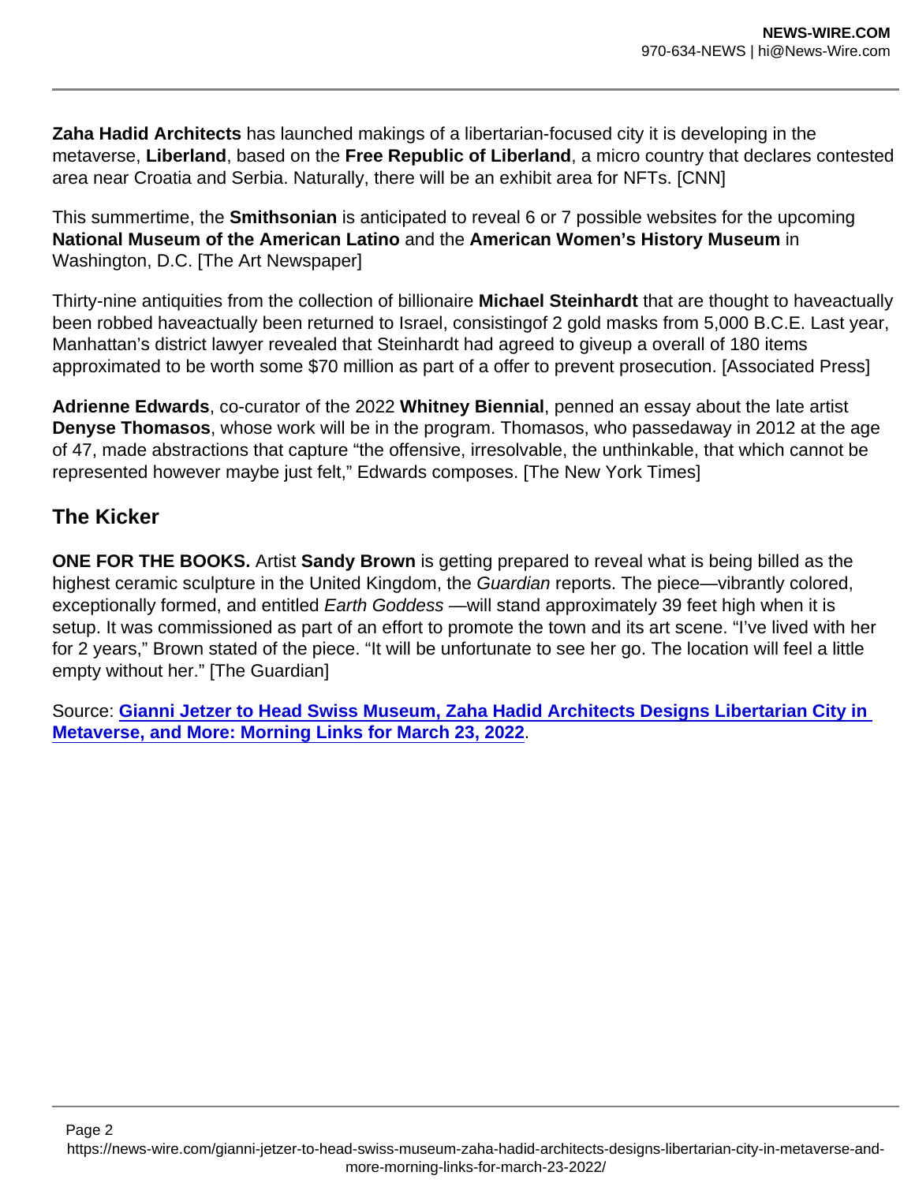**Zaha Hadid Architects** has launched makings of a libertarian-focused city it is developing in the metaverse, **Liberland**, based on the **Free Republic of Liberland**, a micro country that declares contested area near Croatia and Serbia. Naturally, there will be an exhibit area for NFTs. [CNN]

This summertime, the **Smithsonian** is anticipated to reveal 6 or 7 possible websites for the upcoming **National Museum of the American Latino** and the **American Women's History Museum** in Washington, D.C. [The Art Newspaper]

Thirty-nine antiquities from the collection of billionaire **Michael Steinhardt** that are thought to haveactually been robbed haveactually been returned to Israel, consistingof 2 gold masks from 5,000 B.C.E. Last year, Manhattan's district lawyer revealed that Steinhardt had agreed to giveup a overall of 180 items approximated to be worth some $70 million as part of a offer to prevent prosecution. [Associated Press]

**Adrienne Edwards**, co-curator of the 2022 **Whitney Biennial**, penned an essay about the late artist **Denyse Thomasos**, whose work will be in the program. Thomasos, who passedaway in 2012 at the age of 47, made abstractions that capture "the offensive, irresolvable, the unthinkable, that which cannot be represented however maybe just felt," Edwards composes. [The New York Times]

## The Kicker

**ONE FOR THE BOOKS.** Artist **Sandy Brown** is getting prepared to reveal what is being billed as the highest ceramic sculpture in the United Kingdom, the *Guardian* reports. The piece—vibrantly colored, exceptionally formed, and entitled *Earth Goddess* —will stand approximately 39 feet high when it is setup. It was commissioned as part of an effort to promote the town and its art scene. "I've lived with her for 2 years," Brown stated of the piece. "It will be unfortunate to see her go. The location will feel a little empty without her." [The Guardian]

Source: **Gianni Jetzer to Head Swiss Museum, Zaha Hadid Architects Designs Libertarian City in Metaverse, and More: Morning Links for March 23, 2022**.